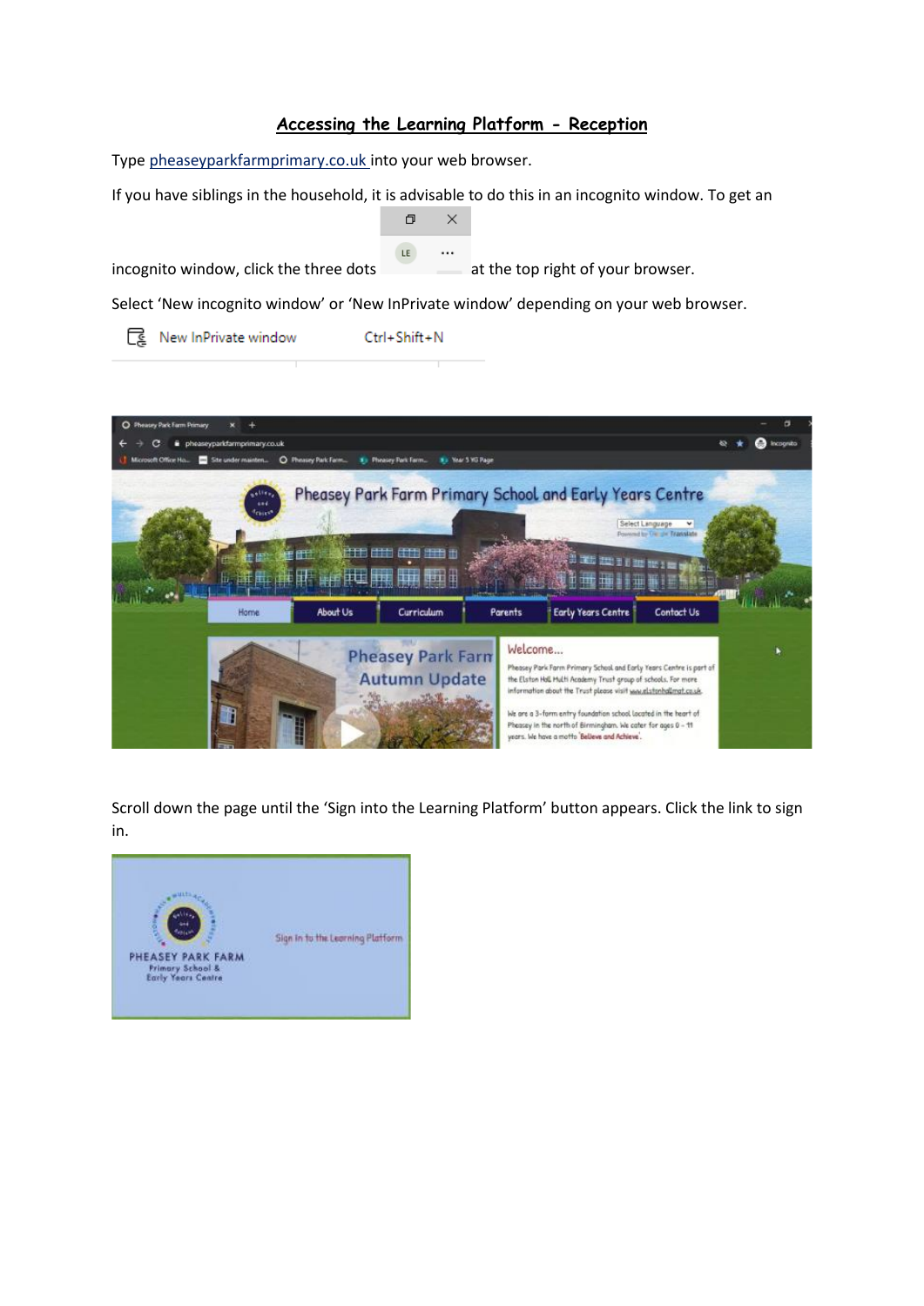# Accessing the Learning Platform - Reception

Type [pheaseyparkfarmprimary.co.uk](pheaseyparkfarmprimary.co.uk) into your web browser.

If you have siblings in the household, it is advisable to do this in an incognito window. To get an incognito window, click the three dots at the top right of your browser.

Select 'New incognito window' or 'New InPrivate window' depending on your web browser.

Scroll down the page until the 'Sign into the Learning Platform' button appears. Click the link to sign in.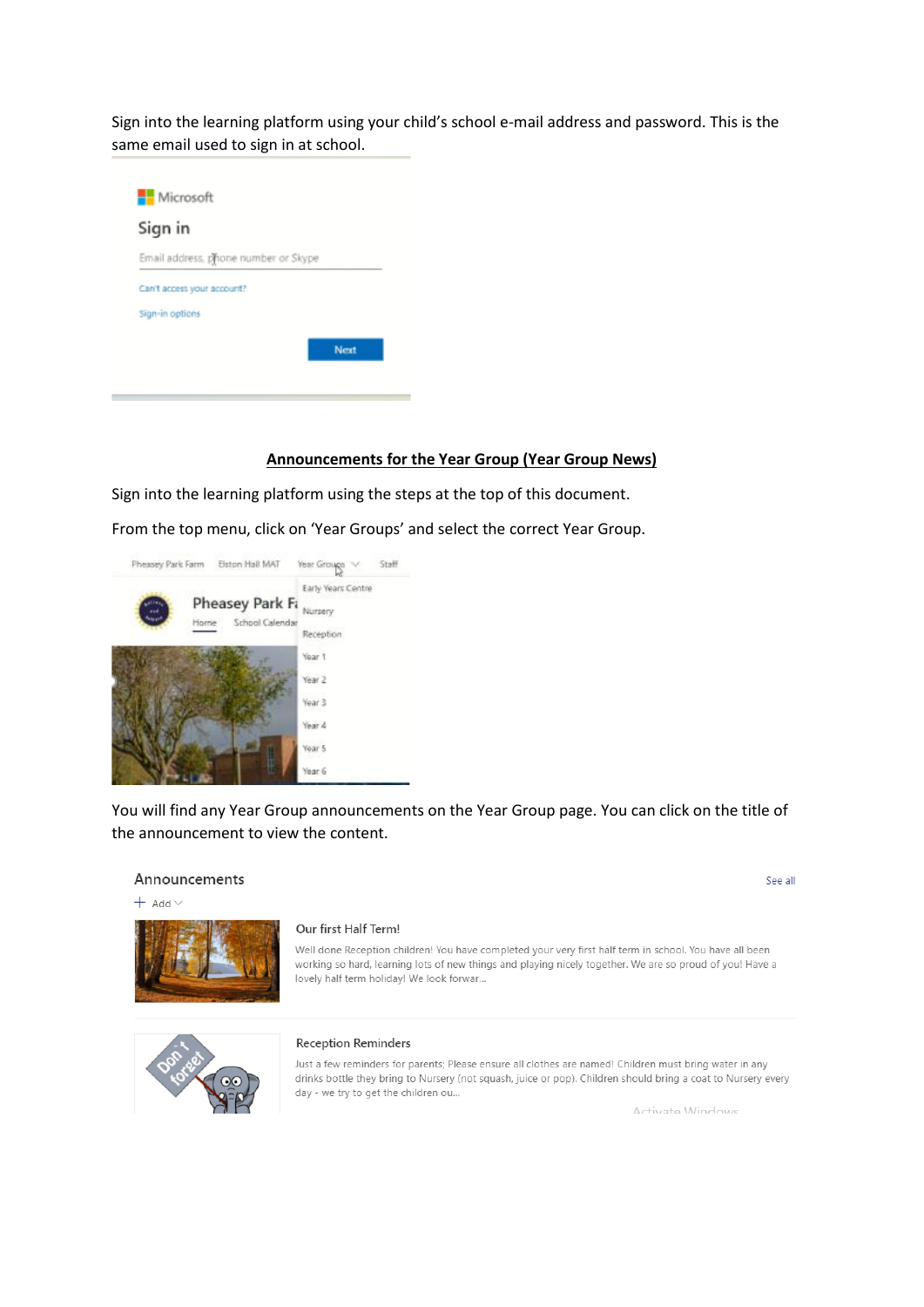Sign into the learning platform using your child's school e-mail address and password. This is the same email used to sign in at school.

**Announcements for the Year Group (Year Group News)**

Sign into the learning platform using the steps at the top of this document.

From the top menu, click on 'Year Groups' and select the correct Year Group.

You will find any Year Group announcements on the Year Group page. You can click on the title of the announcement to view the content.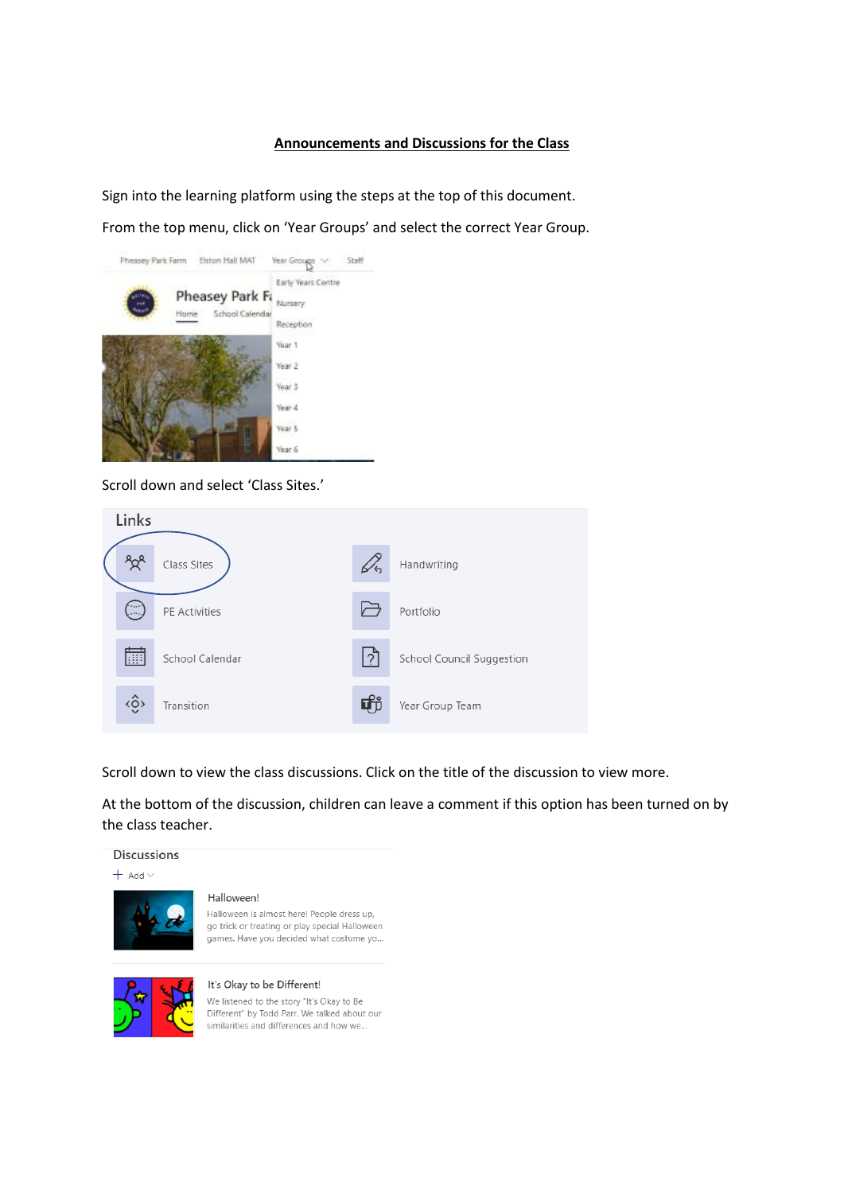**Announcements and Discussions for the Class**

Sign into the learning platform using the steps at the top of this document.

From the top menu, click on 'Year Groups' and select the correct Year Group.

Scroll down and select 'Class Sites.'

Scroll down to view the class discussions. Click on the title of the discussion to view more.

At the bottom of the discussion, children can leave a comment if this option has been turned on by the class teacher.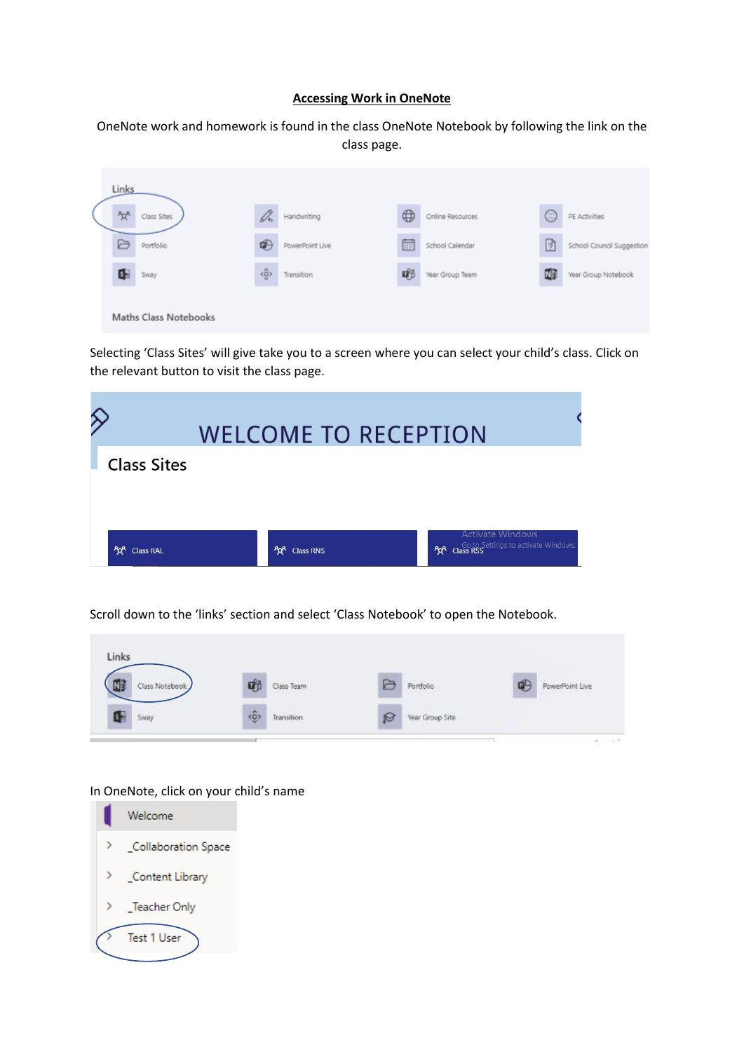**Accessing Work in OneNote**

OneNote work and homework is found in the class OneNote Notebook by following the link on the class page.

Links

Class Sites | Handwriting | Online Resources | PE Activities
Portfolio | PowerPoint Live | School Calendar | School Council Suggestion
Sway | Transition | Year Group Team | Year Group Notebook

Maths Class Notebooks

Selecting 'Class Sites' will give take you to a screen where you can select your child's class. Click on the relevant button to visit the class page.

WELCOME TO RECEPTION

Class Sites

Class RAL | Class RNS | Class RSS

Scroll down to the 'links' section and select 'Class Notebook' to open the Notebook.

Links

Class Notebook | Class Team | Portfolio | PowerPoint Live
Sway | Transition | Year Group Site

In OneNote, click on your child's name

Welcome
_Collaboration Space
_Content Library
_Teacher Only
Test 1 User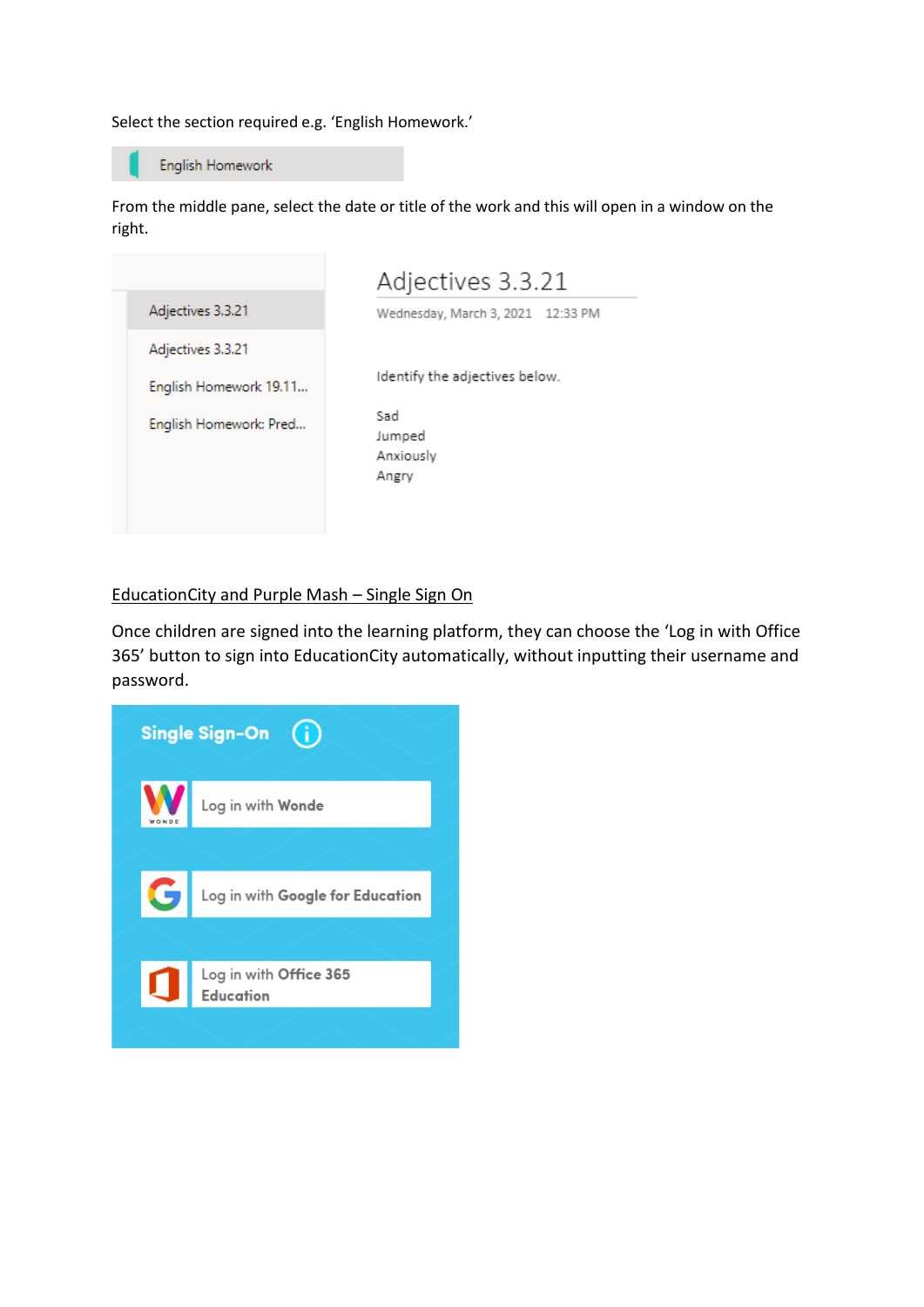Select the section required e.g. 'English Homework.'

From the middle pane, select the date or title of the work and this will open in a window on the right.

## EducationCity and Purple Mash – Single Sign On

Once children are signed into the learning platform, they can choose the 'Log in with Office 365' button to sign into EducationCity automatically, without inputting their username and password.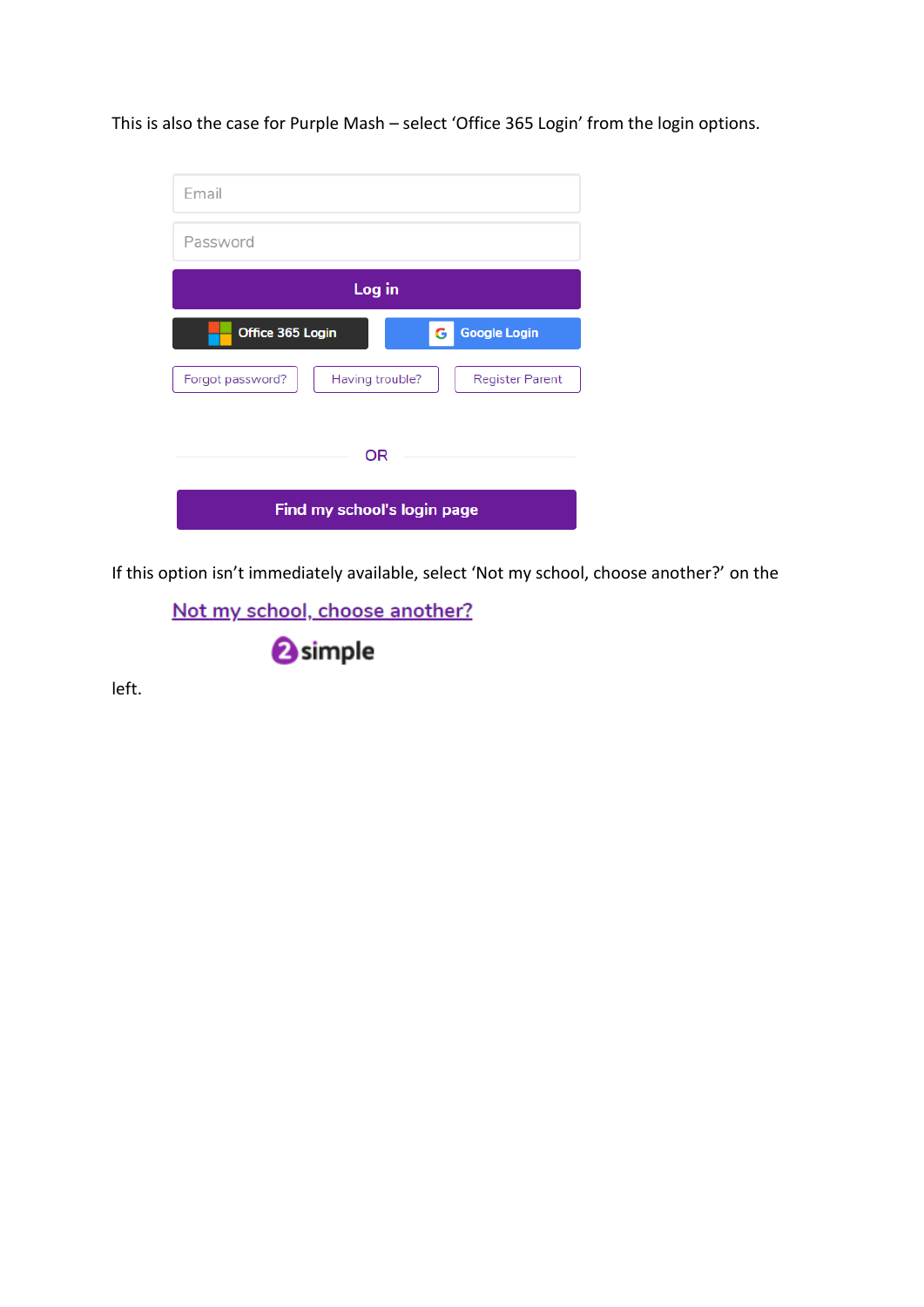This is also the case for Purple Mash – select 'Office 365 Login' from the login options.

Email

Password

Log in

Office 365 Login

Google Login

Forgot password?

Having trouble?

Register Parent

OR

Find my school's login page

If this option isn't immediately available, select 'Not my school, choose another?' on the

Not my school, choose another?

2simple

left.